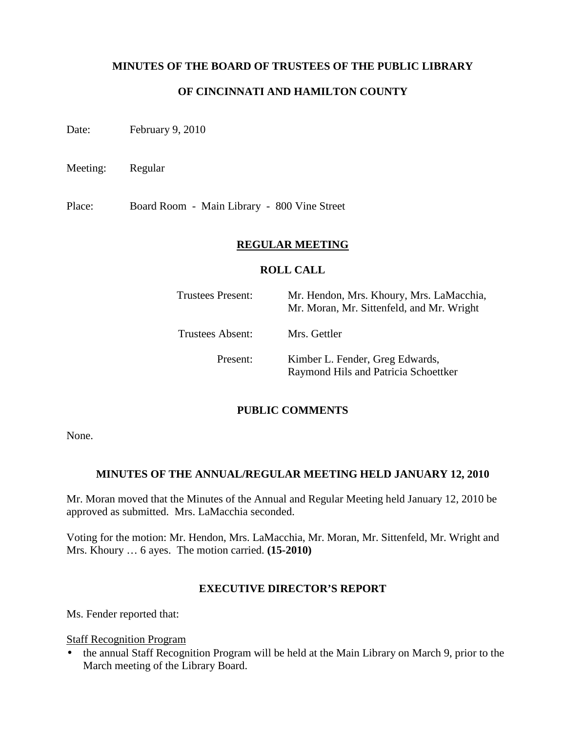# MINUTES OF THE BOARD OF TRUSTEES OF THE PUBLIC LIBRARY

# OF CINCINNATI AND HAMILTON COUNTY

Date: February 9, 2010

Meeting: Regular

Place: Board Room - Main Library - 800 Vine Street

## REGULAR MEETING

### ROLL CALL

| | |
|---|---|
| Trustees Present: | Mr. Hendon, Mrs. Khoury, Mrs. LaMacchia, Mr. Moran, Mr. Sittenfeld, and Mr. Wright |
| Trustees Absent: | Mrs. Gettler |
| Present: | Kimber L. Fender, Greg Edwards, Raymond Hils and Patricia Schoettker |

### PUBLIC COMMENTS

None.

### MINUTES OF THE ANNUAL/REGULAR MEETING HELD JANUARY 12, 2010

Mr. Moran moved that the Minutes of the Annual and Regular Meeting held January 12, 2010 be approved as submitted. Mrs. LaMacchia seconded.

Voting for the motion: Mr. Hendon, Mrs. LaMacchia, Mr. Moran, Mr. Sittenfeld, Mr. Wright and Mrs. Khoury … 6 ayes. The motion carried. **(15-2010)**

### EXECUTIVE DIRECTOR'S REPORT

Ms. Fender reported that:

Staff Recognition Program

- the annual Staff Recognition Program will be held at the Main Library on March 9, prior to the March meeting of the Library Board.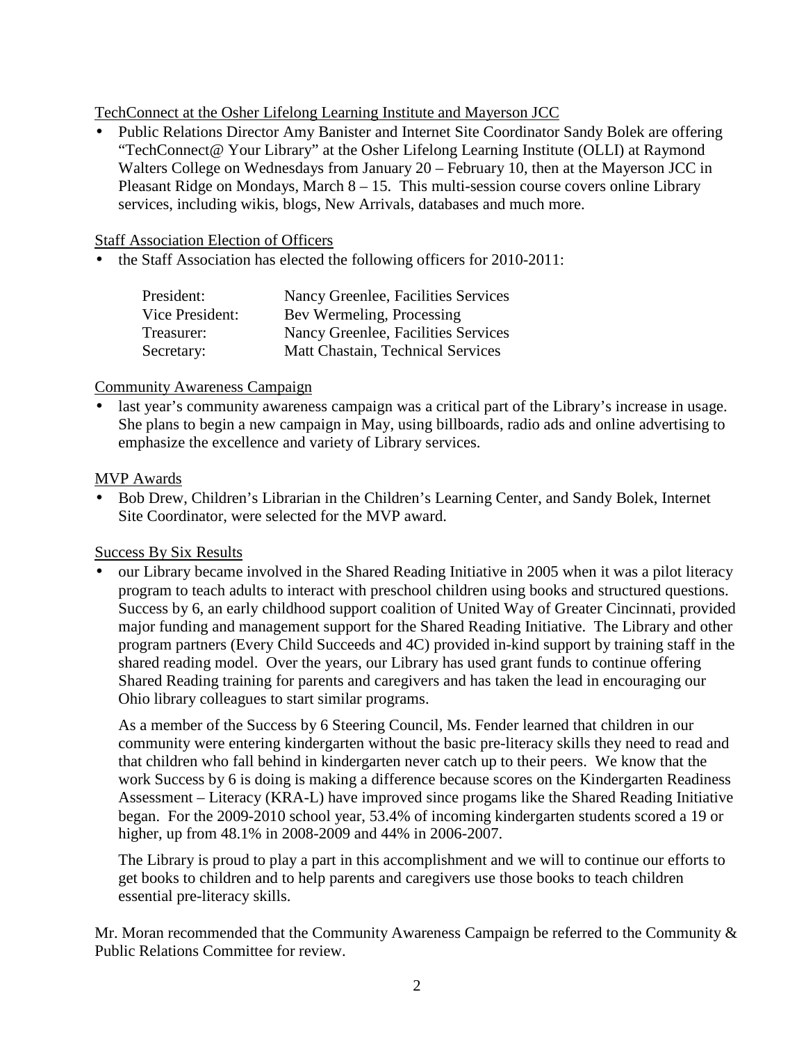TechConnect at the Osher Lifelong Learning Institute and Mayerson JCC

- Public Relations Director Amy Banister and Internet Site Coordinator Sandy Bolek are offering "TechConnect@ Your Library" at the Osher Lifelong Learning Institute (OLLI) at Raymond Walters College on Wednesdays from January 20 – February 10, then at the Mayerson JCC in Pleasant Ridge on Mondays, March 8 – 15. This multi-session course covers online Library services, including wikis, blogs, New Arrivals, databases and much more.

Staff Association Election of Officers

- the Staff Association has elected the following officers for 2010-2011:

| | |
|---|---|
| President: | Nancy Greenlee, Facilities Services |
| Vice President: | Bev Wermeling, Processing |
| Treasurer: | Nancy Greenlee, Facilities Services |
| Secretary: | Matt Chastain, Technical Services |

Community Awareness Campaign

- last year's community awareness campaign was a critical part of the Library's increase in usage. She plans to begin a new campaign in May, using billboards, radio ads and online advertising to emphasize the excellence and variety of Library services.

MVP Awards

- Bob Drew, Children's Librarian in the Children's Learning Center, and Sandy Bolek, Internet Site Coordinator, were selected for the MVP award.

Success By Six Results

- our Library became involved in the Shared Reading Initiative in 2005 when it was a pilot literacy program to teach adults to interact with preschool children using books and structured questions. Success by 6, an early childhood support coalition of United Way of Greater Cincinnati, provided major funding and management support for the Shared Reading Initiative. The Library and other program partners (Every Child Succeeds and 4C) provided in-kind support by training staff in the shared reading model. Over the years, our Library has used grant funds to continue offering Shared Reading training for parents and caregivers and has taken the lead in encouraging our Ohio library colleagues to start similar programs.

  As a member of the Success by 6 Steering Council, Ms. Fender learned that children in our community were entering kindergarten without the basic pre-literacy skills they need to read and that children who fall behind in kindergarten never catch up to their peers. We know that the work Success by 6 is doing is making a difference because scores on the Kindergarten Readiness Assessment – Literacy (KRA-L) have improved since progams like the Shared Reading Initiative began. For the 2009-2010 school year, 53.4% of incoming kindergarten students scored a 19 or higher, up from 48.1% in 2008-2009 and 44% in 2006-2007.

  The Library is proud to play a part in this accomplishment and we will to continue our efforts to get books to children and to help parents and caregivers use those books to teach children essential pre-literacy skills.

Mr. Moran recommended that the Community Awareness Campaign be referred to the Community & Public Relations Committee for review.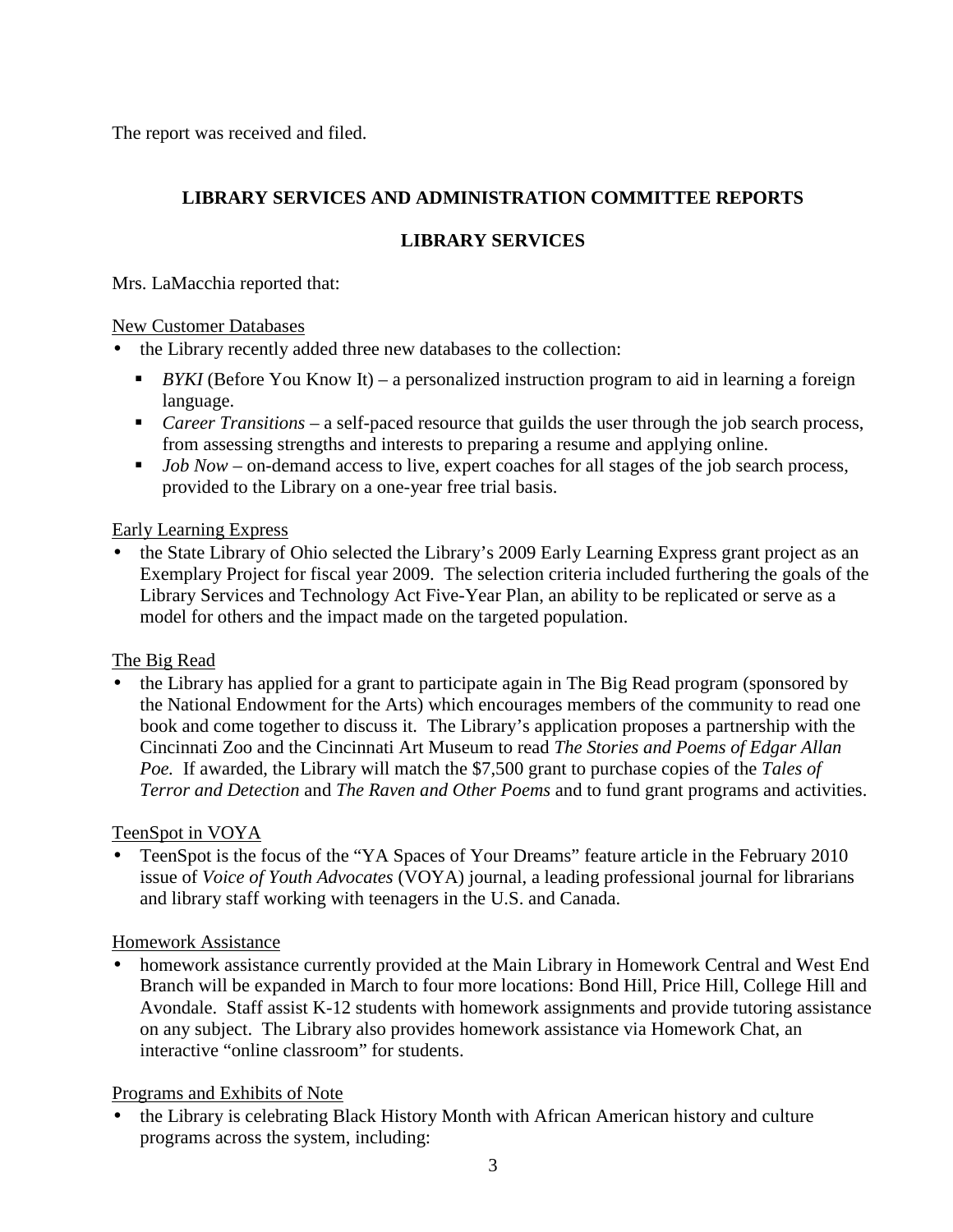The report was received and filed.

## LIBRARY SERVICES AND ADMINISTRATION COMMITTEE REPORTS

## LIBRARY SERVICES

Mrs. LaMacchia reported that:

<u>New Customer Databases</u>

- the Library recently added three new databases to the collection:
  - *BYKI* (Before You Know It) – a personalized instruction program to aid in learning a foreign language.
  - *Career Transitions* – a self-paced resource that guilds the user through the job search process, from assessing strengths and interests to preparing a resume and applying online.
  - *Job Now* – on-demand access to live, expert coaches for all stages of the job search process, provided to the Library on a one-year free trial basis.

<u>Early Learning Express</u>

- the State Library of Ohio selected the Library's 2009 Early Learning Express grant project as an Exemplary Project for fiscal year 2009. The selection criteria included furthering the goals of the Library Services and Technology Act Five-Year Plan, an ability to be replicated or serve as a model for others and the impact made on the targeted population.

<u>The Big Read</u>

- the Library has applied for a grant to participate again in The Big Read program (sponsored by the National Endowment for the Arts) which encourages members of the community to read one book and come together to discuss it. The Library's application proposes a partnership with the Cincinnati Zoo and the Cincinnati Art Museum to read *The Stories and Poems of Edgar Allan Poe.* If awarded, the Library will match the $7,500 grant to purchase copies of the *Tales of Terror and Detection* and *The Raven and Other Poems* and to fund grant programs and activities.

<u>TeenSpot in VOYA</u>

- TeenSpot is the focus of the "YA Spaces of Your Dreams" feature article in the February 2010 issue of *Voice of Youth Advocates* (VOYA) journal, a leading professional journal for librarians and library staff working with teenagers in the U.S. and Canada.

<u>Homework Assistance</u>

- homework assistance currently provided at the Main Library in Homework Central and West End Branch will be expanded in March to four more locations: Bond Hill, Price Hill, College Hill and Avondale. Staff assist K-12 students with homework assignments and provide tutoring assistance on any subject. The Library also provides homework assistance via Homework Chat, an interactive "online classroom" for students.

<u>Programs and Exhibits of Note</u>

- the Library is celebrating Black History Month with African American history and culture programs across the system, including: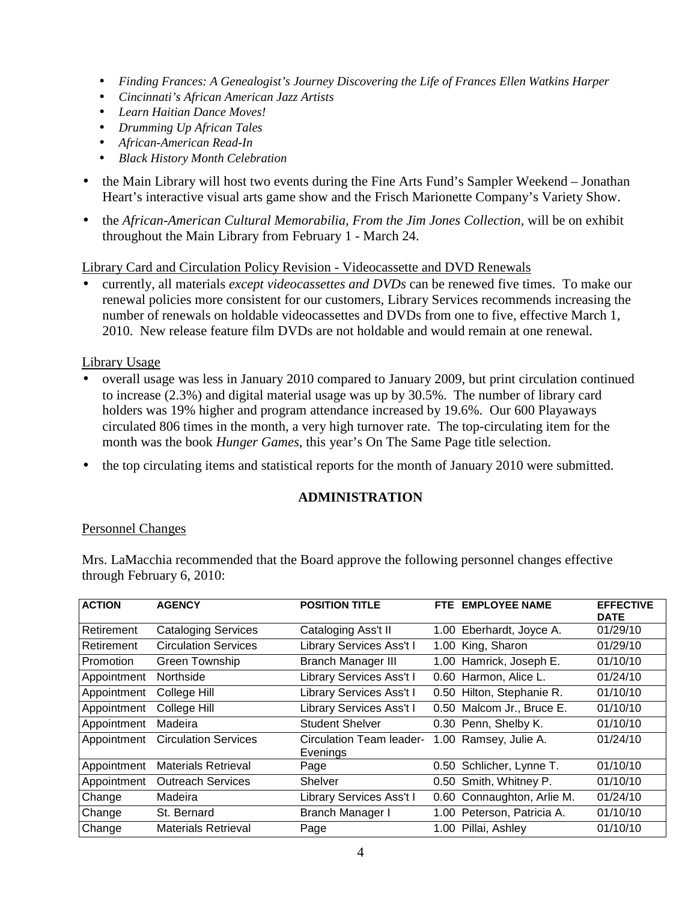- *Finding Frances: A Genealogist's Journey Discovering the Life of Frances Ellen Watkins Harper*
- *Cincinnati's African American Jazz Artists*
- *Learn Haitian Dance Moves!*
- *Drumming Up African Tales*
- *African-American Read-In*
- *Black History Month Celebration*

- the Main Library will host two events during the Fine Arts Fund's Sampler Weekend – Jonathan Heart's interactive visual arts game show and the Frisch Marionette Company's Variety Show.
- the *African-American Cultural Memorabilia, From the Jim Jones Collection*, will be on exhibit throughout the Main Library from February 1 - March 24.

Library Card and Circulation Policy Revision - Videocassette and DVD Renewals

- currently, all materials *except videocassettes and DVDs* can be renewed five times. To make our renewal policies more consistent for our customers, Library Services recommends increasing the number of renewals on holdable videocassettes and DVDs from one to five, effective March 1, 2010. New release feature film DVDs are not holdable and would remain at one renewal.

Library Usage

- overall usage was less in January 2010 compared to January 2009, but print circulation continued to increase (2.3%) and digital material usage was up by 30.5%. The number of library card holders was 19% higher and program attendance increased by 19.6%. Our 600 Playaways circulated 806 times in the month, a very high turnover rate. The top-circulating item for the month was the book *Hunger Games*, this year's On The Same Page title selection.
- the top circulating items and statistical reports for the month of January 2010 were submitted.

## ADMINISTRATION

Personnel Changes

Mrs. LaMacchia recommended that the Board approve the following personnel changes effective through February 6, 2010:

| ACTION | AGENCY | POSITION TITLE | FTE | EMPLOYEE NAME | EFFECTIVE DATE |
|---|---|---|---|---|---|
| Retirement | Cataloging Services | Cataloging Ass't II | 1.00 | Eberhardt, Joyce A. | 01/29/10 |
| Retirement | Circulation Services | Library Services Ass't I | 1.00 | King, Sharon | 01/29/10 |
| Promotion | Green Township | Branch Manager III | 1.00 | Hamrick, Joseph E. | 01/10/10 |
| Appointment | Northside | Library Services Ass't I | 0.60 | Harmon, Alice L. | 01/24/10 |
| Appointment | College Hill | Library Services Ass't I | 0.50 | Hilton, Stephanie R. | 01/10/10 |
| Appointment | College Hill | Library Services Ass't I | 0.50 | Malcom Jr., Bruce E. | 01/10/10 |
| Appointment | Madeira | Student Shelver | 0.30 | Penn, Shelby K. | 01/10/10 |
| Appointment | Circulation Services | Circulation Team leader-Evenings | 1.00 | Ramsey, Julie A. | 01/24/10 |
| Appointment | Materials Retrieval | Page | 0.50 | Schlicher, Lynne T. | 01/10/10 |
| Appointment | Outreach Services | Shelver | 0.50 | Smith, Whitney P. | 01/10/10 |
| Change | Madeira | Library Services Ass't I | 0.60 | Connaughton, Arlie M. | 01/24/10 |
| Change | St. Bernard | Branch Manager I | 1.00 | Peterson, Patricia A. | 01/10/10 |
| Change | Materials Retrieval | Page | 1.00 | Pillai, Ashley | 01/10/10 |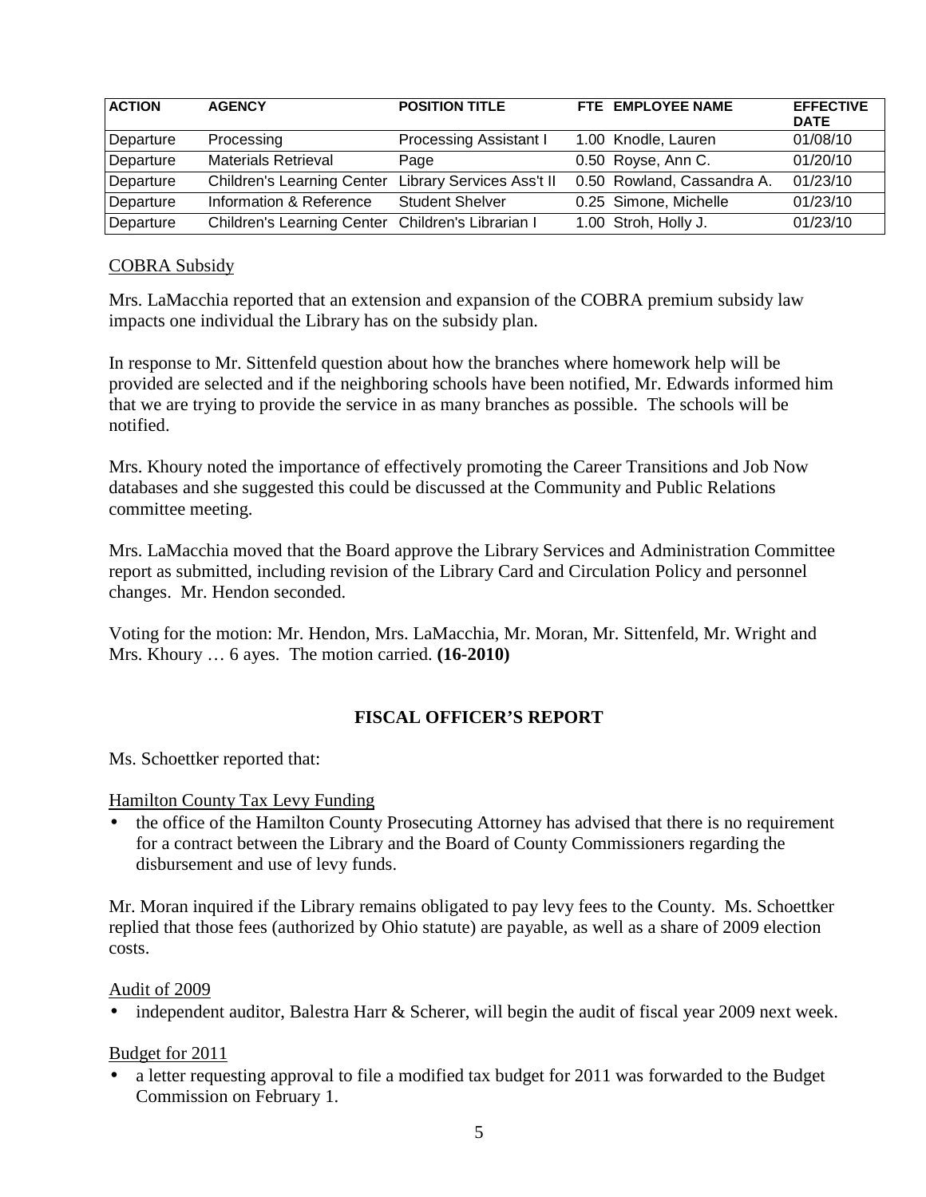| ACTION | AGENCY | POSITION TITLE | FTE | EMPLOYEE NAME | EFFECTIVE DATE |
|---|---|---|---|---|---|
| Departure | Processing | Processing Assistant I | 1.00 | Knodle, Lauren | 01/08/10 |
| Departure | Materials Retrieval | Page | 0.50 | Royse, Ann C. | 01/20/10 |
| Departure | Children's Learning Center | Library Services Ass't II | 0.50 | Rowland, Cassandra A. | 01/23/10 |
| Departure | Information & Reference | Student Shelver | 0.25 | Simone, Michelle | 01/23/10 |
| Departure | Children's Learning Center | Children's Librarian I | 1.00 | Stroh, Holly J. | 01/23/10 |

COBRA Subsidy

Mrs. LaMacchia reported that an extension and expansion of the COBRA premium subsidy law impacts one individual the Library has on the subsidy plan.

In response to Mr. Sittenfeld question about how the branches where homework help will be provided are selected and if the neighboring schools have been notified, Mr. Edwards informed him that we are trying to provide the service in as many branches as possible. The schools will be notified.

Mrs. Khoury noted the importance of effectively promoting the Career Transitions and Job Now databases and she suggested this could be discussed at the Community and Public Relations committee meeting.

Mrs. LaMacchia moved that the Board approve the Library Services and Administration Committee report as submitted, including revision of the Library Card and Circulation Policy and personnel changes. Mr. Hendon seconded.

Voting for the motion: Mr. Hendon, Mrs. LaMacchia, Mr. Moran, Mr. Sittenfeld, Mr. Wright and Mrs. Khoury … 6 ayes. The motion carried. **(16-2010)**

## FISCAL OFFICER'S REPORT

Ms. Schoettker reported that:

Hamilton County Tax Levy Funding

- the office of the Hamilton County Prosecuting Attorney has advised that there is no requirement for a contract between the Library and the Board of County Commissioners regarding the disbursement and use of levy funds.

Mr. Moran inquired if the Library remains obligated to pay levy fees to the County. Ms. Schoettker replied that those fees (authorized by Ohio statute) are payable, as well as a share of 2009 election costs.

Audit of 2009

- independent auditor, Balestra Harr & Scherer, will begin the audit of fiscal year 2009 next week.

Budget for 2011

- a letter requesting approval to file a modified tax budget for 2011 was forwarded to the Budget Commission on February 1.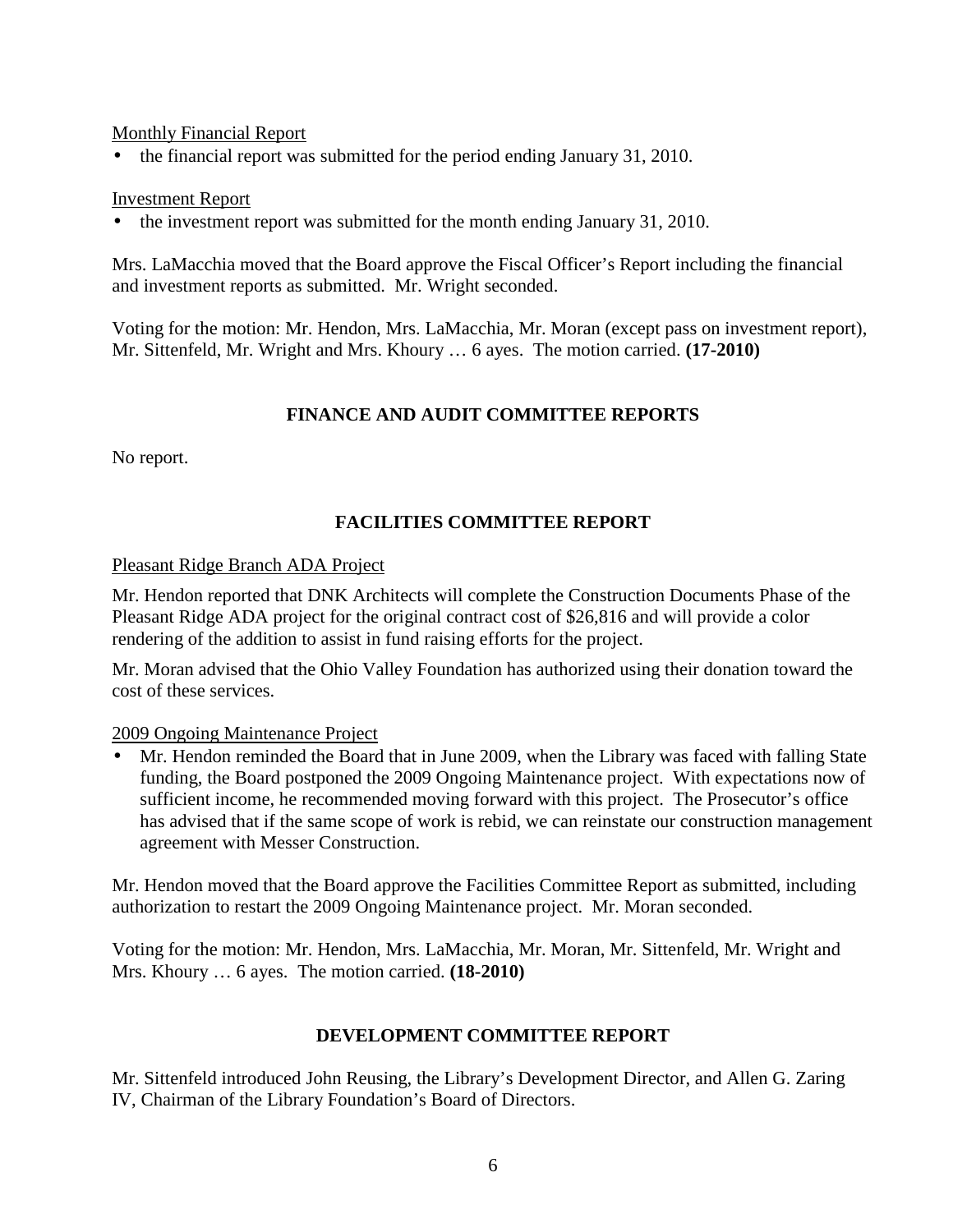Monthly Financial Report

- the financial report was submitted for the period ending January 31, 2010.

Investment Report

- the investment report was submitted for the month ending January 31, 2010.

Mrs. LaMacchia moved that the Board approve the Fiscal Officer's Report including the financial and investment reports as submitted. Mr. Wright seconded.

Voting for the motion: Mr. Hendon, Mrs. LaMacchia, Mr. Moran (except pass on investment report), Mr. Sittenfeld, Mr. Wright and Mrs. Khoury … 6 ayes. The motion carried. **(17-2010)**

## FINANCE AND AUDIT COMMITTEE REPORTS

No report.

## FACILITIES COMMITTEE REPORT

Pleasant Ridge Branch ADA Project

Mr. Hendon reported that DNK Architects will complete the Construction Documents Phase of the Pleasant Ridge ADA project for the original contract cost of $26,816 and will provide a color rendering of the addition to assist in fund raising efforts for the project.

Mr. Moran advised that the Ohio Valley Foundation has authorized using their donation toward the cost of these services.

2009 Ongoing Maintenance Project

- Mr. Hendon reminded the Board that in June 2009, when the Library was faced with falling State funding, the Board postponed the 2009 Ongoing Maintenance project. With expectations now of sufficient income, he recommended moving forward with this project. The Prosecutor's office has advised that if the same scope of work is rebid, we can reinstate our construction management agreement with Messer Construction.

Mr. Hendon moved that the Board approve the Facilities Committee Report as submitted, including authorization to restart the 2009 Ongoing Maintenance project. Mr. Moran seconded.

Voting for the motion: Mr. Hendon, Mrs. LaMacchia, Mr. Moran, Mr. Sittenfeld, Mr. Wright and Mrs. Khoury … 6 ayes. The motion carried. **(18-2010)**

## DEVELOPMENT COMMITTEE REPORT

Mr. Sittenfeld introduced John Reusing, the Library's Development Director, and Allen G. Zaring IV, Chairman of the Library Foundation's Board of Directors.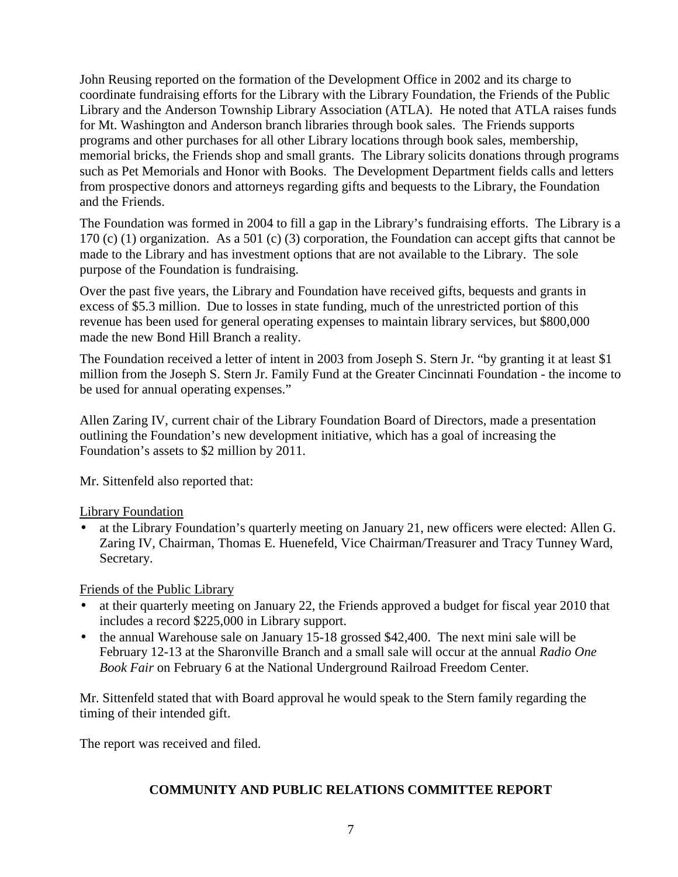John Reusing reported on the formation of the Development Office in 2002 and its charge to coordinate fundraising efforts for the Library with the Library Foundation, the Friends of the Public Library and the Anderson Township Library Association (ATLA). He noted that ATLA raises funds for Mt. Washington and Anderson branch libraries through book sales. The Friends supports programs and other purchases for all other Library locations through book sales, membership, memorial bricks, the Friends shop and small grants. The Library solicits donations through programs such as Pet Memorials and Honor with Books. The Development Department fields calls and letters from prospective donors and attorneys regarding gifts and bequests to the Library, the Foundation and the Friends.

The Foundation was formed in 2004 to fill a gap in the Library's fundraising efforts. The Library is a 170 (c) (1) organization. As a 501 (c) (3) corporation, the Foundation can accept gifts that cannot be made to the Library and has investment options that are not available to the Library. The sole purpose of the Foundation is fundraising.

Over the past five years, the Library and Foundation have received gifts, bequests and grants in excess of $5.3 million. Due to losses in state funding, much of the unrestricted portion of this revenue has been used for general operating expenses to maintain library services, but $800,000 made the new Bond Hill Branch a reality.

The Foundation received a letter of intent in 2003 from Joseph S. Stern Jr. "by granting it at least $1 million from the Joseph S. Stern Jr. Family Fund at the Greater Cincinnati Foundation - the income to be used for annual operating expenses."

Allen Zaring IV, current chair of the Library Foundation Board of Directors, made a presentation outlining the Foundation's new development initiative, which has a goal of increasing the Foundation's assets to $2 million by 2011.

Mr. Sittenfeld also reported that:

Library Foundation

- at the Library Foundation's quarterly meeting on January 21, new officers were elected: Allen G. Zaring IV, Chairman, Thomas E. Huenefeld, Vice Chairman/Treasurer and Tracy Tunney Ward, Secretary.

Friends of the Public Library

- at their quarterly meeting on January 22, the Friends approved a budget for fiscal year 2010 that includes a record $225,000 in Library support.
- the annual Warehouse sale on January 15-18 grossed $42,400. The next mini sale will be February 12-13 at the Sharonville Branch and a small sale will occur at the annual *Radio One Book Fair* on February 6 at the National Underground Railroad Freedom Center.

Mr. Sittenfeld stated that with Board approval he would speak to the Stern family regarding the timing of their intended gift.

The report was received and filed.

## COMMUNITY AND PUBLIC RELATIONS COMMITTEE REPORT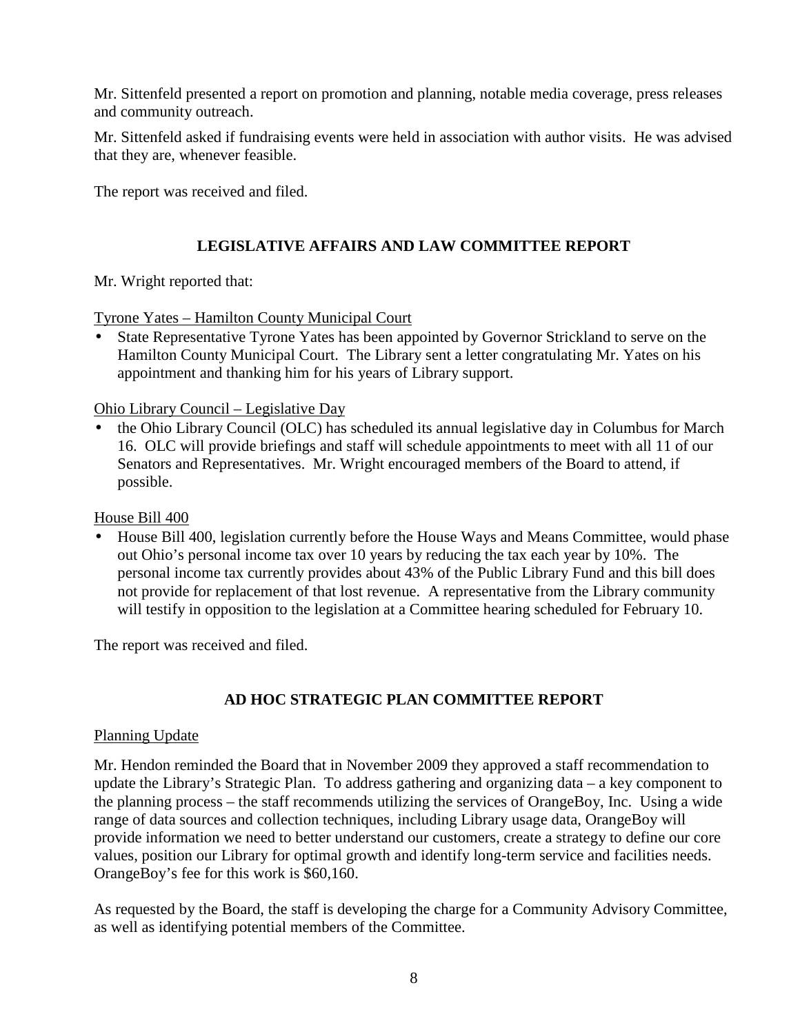Mr. Sittenfeld presented a report on promotion and planning, notable media coverage, press releases and community outreach.

Mr. Sittenfeld asked if fundraising events were held in association with author visits. He was advised that they are, whenever feasible.

The report was received and filed.

## LEGISLATIVE AFFAIRS AND LAW COMMITTEE REPORT

Mr. Wright reported that:

<u>Tyrone Yates – Hamilton County Municipal Court</u>

- State Representative Tyrone Yates has been appointed by Governor Strickland to serve on the Hamilton County Municipal Court. The Library sent a letter congratulating Mr. Yates on his appointment and thanking him for his years of Library support.

<u>Ohio Library Council – Legislative Day</u>

- the Ohio Library Council (OLC) has scheduled its annual legislative day in Columbus for March 16. OLC will provide briefings and staff will schedule appointments to meet with all 11 of our Senators and Representatives. Mr. Wright encouraged members of the Board to attend, if possible.

<u>House Bill 400</u>

- House Bill 400, legislation currently before the House Ways and Means Committee, would phase out Ohio's personal income tax over 10 years by reducing the tax each year by 10%. The personal income tax currently provides about 43% of the Public Library Fund and this bill does not provide for replacement of that lost revenue. A representative from the Library community will testify in opposition to the legislation at a Committee hearing scheduled for February 10.

The report was received and filed.

## AD HOC STRATEGIC PLAN COMMITTEE REPORT

<u>Planning Update</u>

Mr. Hendon reminded the Board that in November 2009 they approved a staff recommendation to update the Library's Strategic Plan. To address gathering and organizing data – a key component to the planning process – the staff recommends utilizing the services of OrangeBoy, Inc. Using a wide range of data sources and collection techniques, including Library usage data, OrangeBoy will provide information we need to better understand our customers, create a strategy to define our core values, position our Library for optimal growth and identify long-term service and facilities needs. OrangeBoy's fee for this work is $60,160.

As requested by the Board, the staff is developing the charge for a Community Advisory Committee, as well as identifying potential members of the Committee.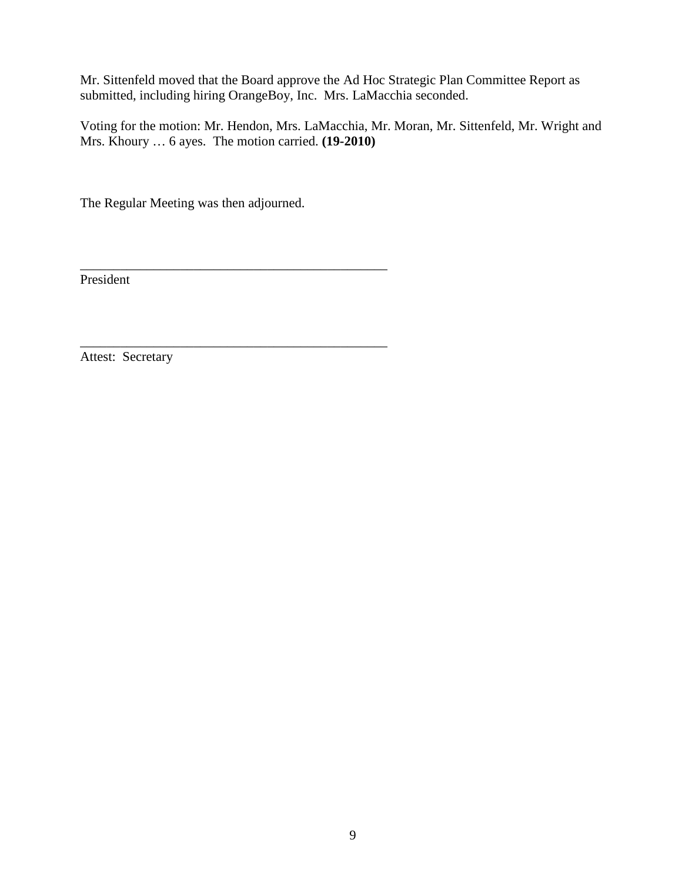Mr. Sittenfeld moved that the Board approve the Ad Hoc Strategic Plan Committee Report as submitted, including hiring OrangeBoy, Inc. Mrs. LaMacchia seconded.

Voting for the motion: Mr. Hendon, Mrs. LaMacchia, Mr. Moran, Mr. Sittenfeld, Mr. Wright and Mrs. Khoury … 6 ayes. The motion carried. **(19-2010)**

The Regular Meeting was then adjourned.

_______________________________________________
President

_______________________________________________
Attest: Secretary